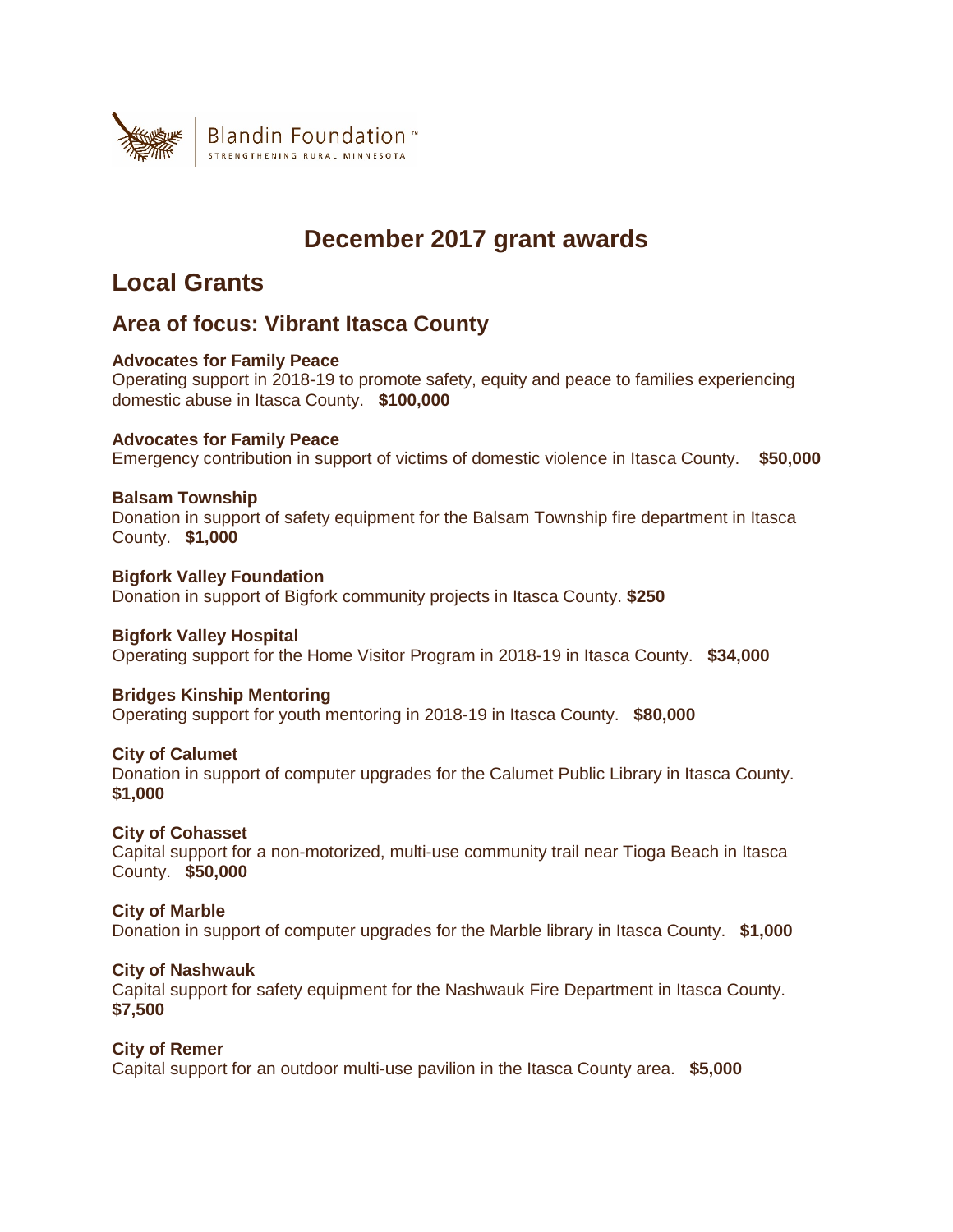Blandin Foundation™
STRENGTHENING RURAL MINNESOTA

# December 2017 grant awards

## Local Grants

### Area of focus: Vibrant Itasca County

**Advocates for Family Peace**
Operating support in 2018-19 to promote safety, equity and peace to families experiencing domestic abuse in Itasca County. **$100,000**

**Advocates for Family Peace**
Emergency contribution in support of victims of domestic violence in Itasca County. **$50,000**

**Balsam Township**
Donation in support of safety equipment for the Balsam Township fire department in Itasca County. **$1,000**

**Bigfork Valley Foundation**
Donation in support of Bigfork community projects in Itasca County. **$250**

**Bigfork Valley Hospital**
Operating support for the Home Visitor Program in 2018-19 in Itasca County. **$34,000**

**Bridges Kinship Mentoring**
Operating support for youth mentoring in 2018-19 in Itasca County. **$80,000**

**City of Calumet**
Donation in support of computer upgrades for the Calumet Public Library in Itasca County. **$1,000**

**City of Cohasset**
Capital support for a non-motorized, multi-use community trail near Tioga Beach in Itasca County. **$50,000**

**City of Marble**
Donation in support of computer upgrades for the Marble library in Itasca County. **$1,000**

**City of Nashwauk**
Capital support for safety equipment for the Nashwauk Fire Department in Itasca County. **$7,500**

**City of Remer**
Capital support for an outdoor multi-use pavilion in the Itasca County area. **$5,000**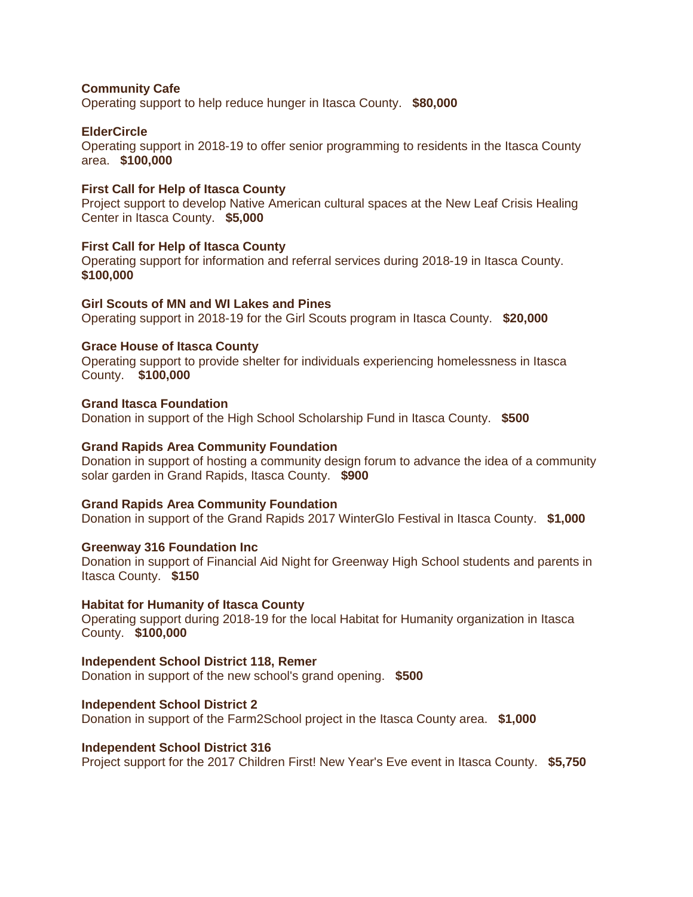**Community Cafe**
Operating support to help reduce hunger in Itasca County. **$80,000**

**ElderCircle**
Operating support in 2018-19 to offer senior programming to residents in the Itasca County area. **$100,000**

**First Call for Help of Itasca County**
Project support to develop Native American cultural spaces at the New Leaf Crisis Healing Center in Itasca County. **$5,000**

**First Call for Help of Itasca County**
Operating support for information and referral services during 2018-19 in Itasca County. **$100,000**

**Girl Scouts of MN and WI Lakes and Pines**
Operating support in 2018-19 for the Girl Scouts program in Itasca County. **$20,000**

**Grace House of Itasca County**
Operating support to provide shelter for individuals experiencing homelessness in Itasca County. **$100,000**

**Grand Itasca Foundation**
Donation in support of the High School Scholarship Fund in Itasca County. **$500**

**Grand Rapids Area Community Foundation**
Donation in support of hosting a community design forum to advance the idea of a community solar garden in Grand Rapids, Itasca County. **$900**

**Grand Rapids Area Community Foundation**
Donation in support of the Grand Rapids 2017 WinterGlo Festival in Itasca County. **$1,000**

**Greenway 316 Foundation Inc**
Donation in support of Financial Aid Night for Greenway High School students and parents in Itasca County. **$150**

**Habitat for Humanity of Itasca County**
Operating support during 2018-19 for the local Habitat for Humanity organization in Itasca County. **$100,000**

**Independent School District 118, Remer**
Donation in support of the new school's grand opening. **$500**

**Independent School District 2**
Donation in support of the Farm2School project in the Itasca County area. **$1,000**

**Independent School District 316**
Project support for the 2017 Children First! New Year's Eve event in Itasca County. **$5,750**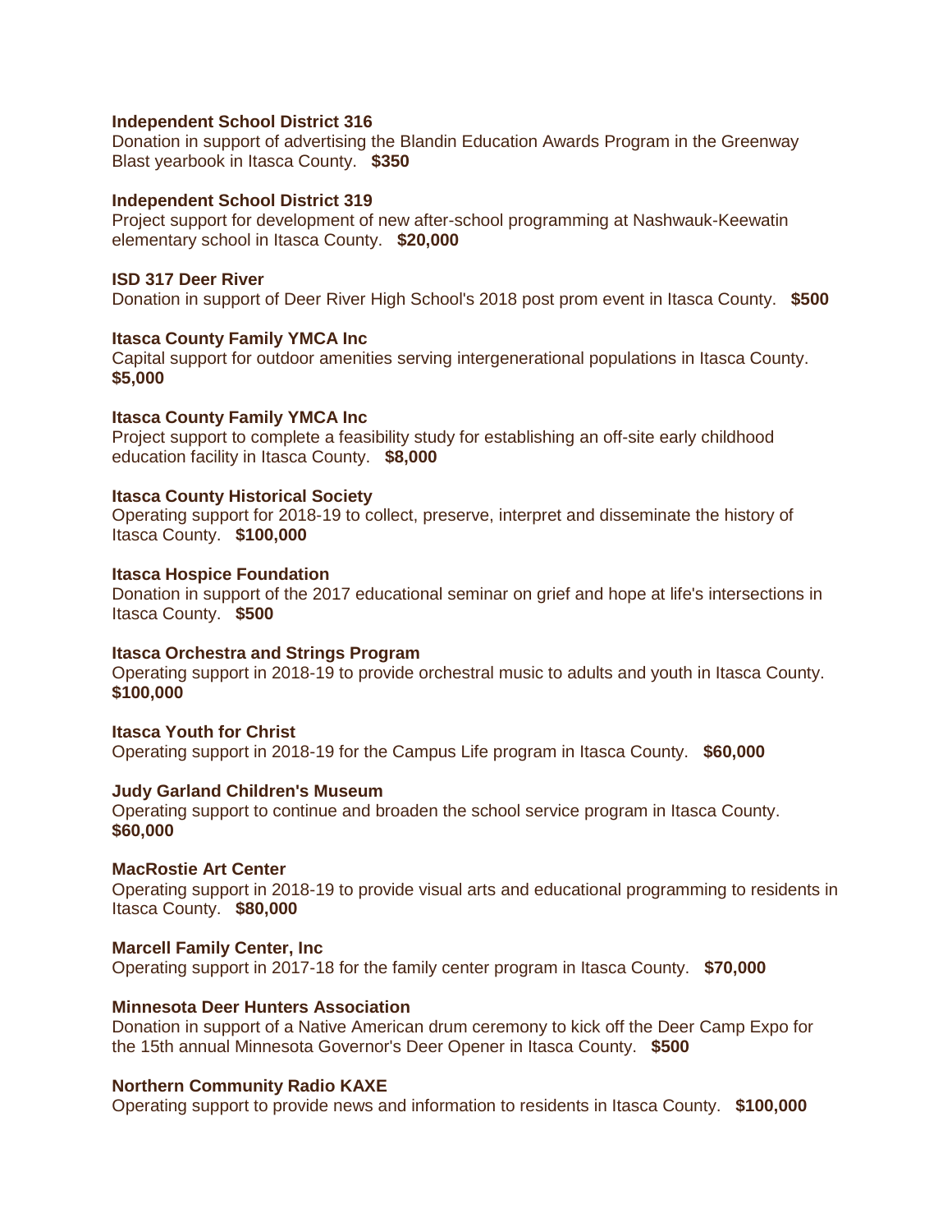**Independent School District 316**
Donation in support of advertising the Blandin Education Awards Program in the Greenway Blast yearbook in Itasca County. **$350**

**Independent School District 319**
Project support for development of new after-school programming at Nashwauk-Keewatin elementary school in Itasca County. **$20,000**

**ISD 317 Deer River**
Donation in support of Deer River High School's 2018 post prom event in Itasca County. **$500**

**Itasca County Family YMCA Inc**
Capital support for outdoor amenities serving intergenerational populations in Itasca County. **$5,000**

**Itasca County Family YMCA Inc**
Project support to complete a feasibility study for establishing an off-site early childhood education facility in Itasca County. **$8,000**

**Itasca County Historical Society**
Operating support for 2018-19 to collect, preserve, interpret and disseminate the history of Itasca County. **$100,000**

**Itasca Hospice Foundation**
Donation in support of the 2017 educational seminar on grief and hope at life's intersections in Itasca County. **$500**

**Itasca Orchestra and Strings Program**
Operating support in 2018-19 to provide orchestral music to adults and youth in Itasca County. **$100,000**

**Itasca Youth for Christ**
Operating support in 2018-19 for the Campus Life program in Itasca County. **$60,000**

**Judy Garland Children's Museum**
Operating support to continue and broaden the school service program in Itasca County. **$60,000**

**MacRostie Art Center**
Operating support in 2018-19 to provide visual arts and educational programming to residents in Itasca County. **$80,000**

**Marcell Family Center, Inc**
Operating support in 2017-18 for the family center program in Itasca County. **$70,000**

**Minnesota Deer Hunters Association**
Donation in support of a Native American drum ceremony to kick off the Deer Camp Expo for the 15th annual Minnesota Governor's Deer Opener in Itasca County. **$500**

**Northern Community Radio KAXE**
Operating support to provide news and information to residents in Itasca County. **$100,000**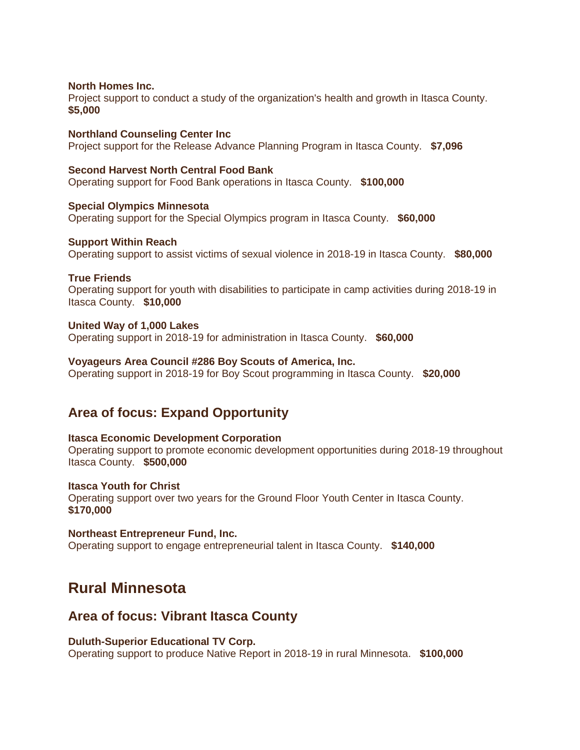**North Homes Inc.**
Project support to conduct a study of the organization's health and growth in Itasca County.
**$5,000**

**Northland Counseling Center Inc**
Project support for the Release Advance Planning Program in Itasca County. **$7,096**

**Second Harvest North Central Food Bank**
Operating support for Food Bank operations in Itasca County. **$100,000**

**Special Olympics Minnesota**
Operating support for the Special Olympics program in Itasca County. **$60,000**

**Support Within Reach**
Operating support to assist victims of sexual violence in 2018-19 in Itasca County. **$80,000**

**True Friends**
Operating support for youth with disabilities to participate in camp activities during 2018-19 in Itasca County. **$10,000**

**United Way of 1,000 Lakes**
Operating support in 2018-19 for administration in Itasca County. **$60,000**

**Voyageurs Area Council #286 Boy Scouts of America, Inc.**
Operating support in 2018-19 for Boy Scout programming in Itasca County. **$20,000**

### Area of focus: Expand Opportunity

**Itasca Economic Development Corporation**
Operating support to promote economic development opportunities during 2018-19 throughout Itasca County. **$500,000**

**Itasca Youth for Christ**
Operating support over two years for the Ground Floor Youth Center in Itasca County.
**$170,000**

**Northeast Entrepreneur Fund, Inc.**
Operating support to engage entrepreneurial talent in Itasca County. **$140,000**

## Rural Minnesota

### Area of focus: Vibrant Itasca County

**Duluth-Superior Educational TV Corp.**
Operating support to produce Native Report in 2018-19 in rural Minnesota. **$100,000**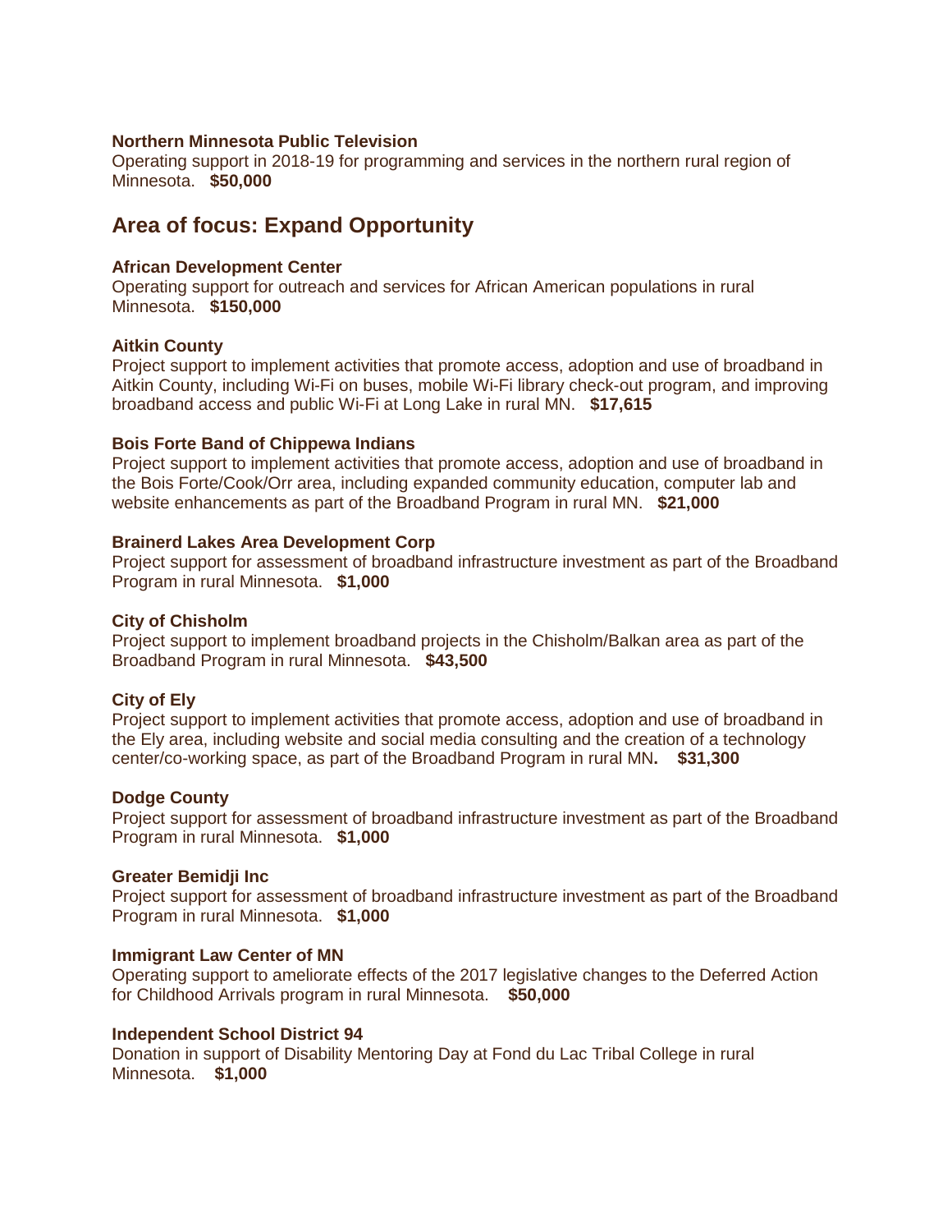**Northern Minnesota Public Television**
Operating support in 2018-19 for programming and services in the northern rural region of Minnesota. **$50,000**

## Area of focus: Expand Opportunity

**African Development Center**
Operating support for outreach and services for African American populations in rural Minnesota. **$150,000**

**Aitkin County**
Project support to implement activities that promote access, adoption and use of broadband in Aitkin County, including Wi-Fi on buses, mobile Wi-Fi library check-out program, and improving broadband access and public Wi-Fi at Long Lake in rural MN. **$17,615**

**Bois Forte Band of Chippewa Indians**
Project support to implement activities that promote access, adoption and use of broadband in the Bois Forte/Cook/Orr area, including expanded community education, computer lab and website enhancements as part of the Broadband Program in rural MN. **$21,000**

**Brainerd Lakes Area Development Corp**
Project support for assessment of broadband infrastructure investment as part of the Broadband Program in rural Minnesota. **$1,000**

**City of Chisholm**
Project support to implement broadband projects in the Chisholm/Balkan area as part of the Broadband Program in rural Minnesota. **$43,500**

**City of Ely**
Project support to implement activities that promote access, adoption and use of broadband in the Ely area, including website and social media consulting and the creation of a technology center/co-working space, as part of the Broadband Program in rural MN**.** **$31,300**

**Dodge County**
Project support for assessment of broadband infrastructure investment as part of the Broadband Program in rural Minnesota. **$1,000**

**Greater Bemidji Inc**
Project support for assessment of broadband infrastructure investment as part of the Broadband Program in rural Minnesota. **$1,000**

**Immigrant Law Center of MN**
Operating support to ameliorate effects of the 2017 legislative changes to the Deferred Action for Childhood Arrivals program in rural Minnesota. **$50,000**

**Independent School District 94**
Donation in support of Disability Mentoring Day at Fond du Lac Tribal College in rural Minnesota. **$1,000**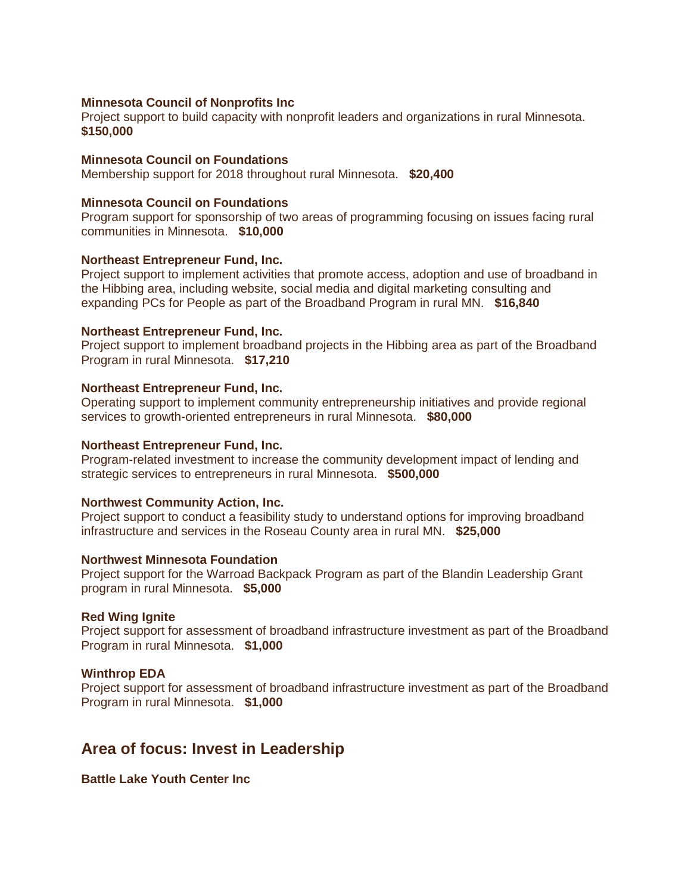**Minnesota Council of Nonprofits Inc**
Project support to build capacity with nonprofit leaders and organizations in rural Minnesota. **$150,000**

**Minnesota Council on Foundations**
Membership support for 2018 throughout rural Minnesota. **$20,400**

**Minnesota Council on Foundations**
Program support for sponsorship of two areas of programming focusing on issues facing rural communities in Minnesota. **$10,000**

**Northeast Entrepreneur Fund, Inc.**
Project support to implement activities that promote access, adoption and use of broadband in the Hibbing area, including website, social media and digital marketing consulting and expanding PCs for People as part of the Broadband Program in rural MN. **$16,840**

**Northeast Entrepreneur Fund, Inc.**
Project support to implement broadband projects in the Hibbing area as part of the Broadband Program in rural Minnesota. **$17,210**

**Northeast Entrepreneur Fund, Inc.**
Operating support to implement community entrepreneurship initiatives and provide regional services to growth-oriented entrepreneurs in rural Minnesota. **$80,000**

**Northeast Entrepreneur Fund, Inc.**
Program-related investment to increase the community development impact of lending and strategic services to entrepreneurs in rural Minnesota. **$500,000**

**Northwest Community Action, Inc.**
Project support to conduct a feasibility study to understand options for improving broadband infrastructure and services in the Roseau County area in rural MN. **$25,000**

**Northwest Minnesota Foundation**
Project support for the Warroad Backpack Program as part of the Blandin Leadership Grant program in rural Minnesota. **$5,000**

**Red Wing Ignite**
Project support for assessment of broadband infrastructure investment as part of the Broadband Program in rural Minnesota. **$1,000**

**Winthrop EDA**
Project support for assessment of broadband infrastructure investment as part of the Broadband Program in rural Minnesota. **$1,000**

## Area of focus: Invest in Leadership

**Battle Lake Youth Center Inc**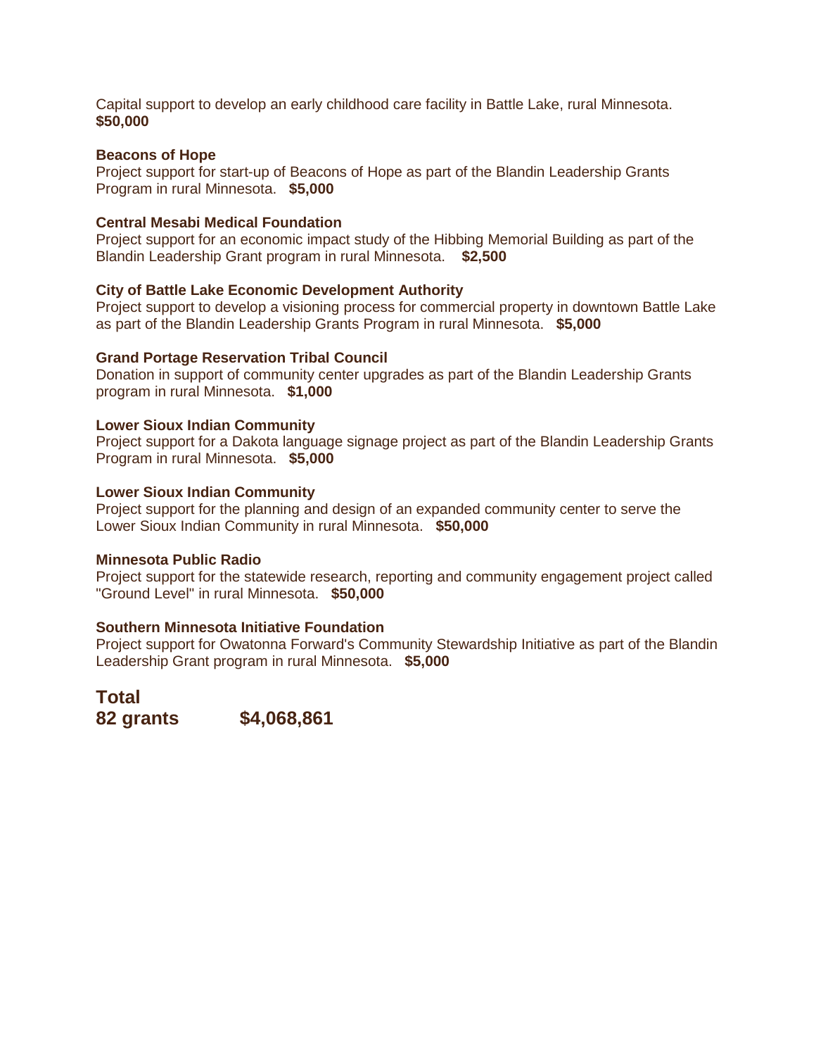Capital support to develop an early childhood care facility in Battle Lake, rural Minnesota.
**$50,000**

**Beacons of Hope**
Project support for start-up of Beacons of Hope as part of the Blandin Leadership Grants Program in rural Minnesota. **$5,000**

**Central Mesabi Medical Foundation**
Project support for an economic impact study of the Hibbing Memorial Building as part of the Blandin Leadership Grant program in rural Minnesota. **$2,500**

**City of Battle Lake Economic Development Authority**
Project support to develop a visioning process for commercial property in downtown Battle Lake as part of the Blandin Leadership Grants Program in rural Minnesota. **$5,000**

**Grand Portage Reservation Tribal Council**
Donation in support of community center upgrades as part of the Blandin Leadership Grants program in rural Minnesota. **$1,000**

**Lower Sioux Indian Community**
Project support for a Dakota language signage project as part of the Blandin Leadership Grants Program in rural Minnesota. **$5,000**

**Lower Sioux Indian Community**
Project support for the planning and design of an expanded community center to serve the Lower Sioux Indian Community in rural Minnesota. **$50,000**

**Minnesota Public Radio**
Project support for the statewide research, reporting and community engagement project called "Ground Level" in rural Minnesota. **$50,000**

**Southern Minnesota Initiative Foundation**
Project support for Owatonna Forward's Community Stewardship Initiative as part of the Blandin Leadership Grant program in rural Minnesota. **$5,000**

## Total
## 82 grants $4,068,861